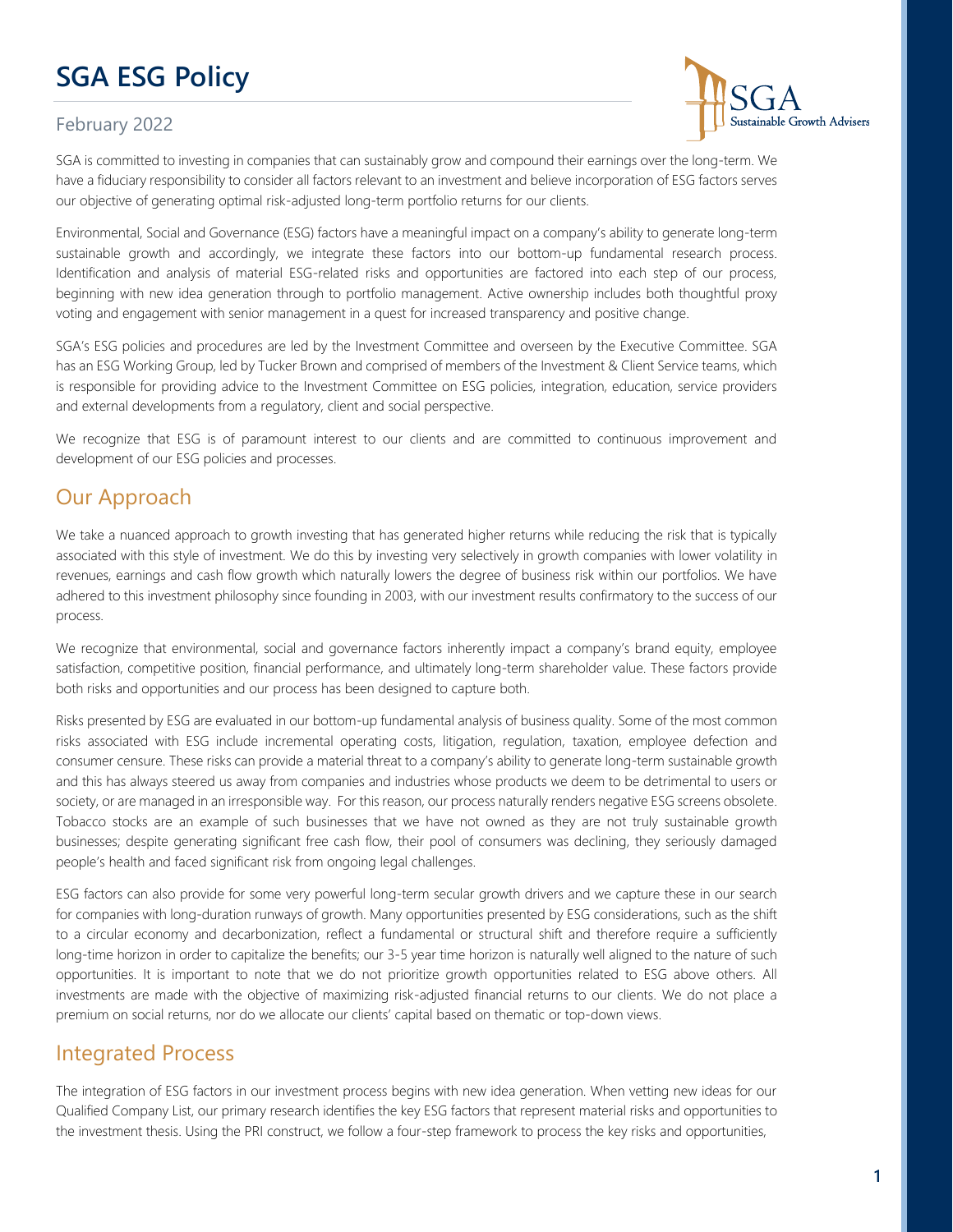# SGA ESG Policy

February 2022

SGA is committed to investing in companies that can sustainably grow and compound their earnings over the long-term. We have a fiduciary responsibility to consider all factors relevant to an investment and believe incorporation of ESG factors serves our objective of generating optimal risk-adjusted long-term portfolio returns for our clients.

Environmental, Social and Governance (ESG) factors have a meaningful impact on a company's ability to generate long-term sustainable growth and accordingly, we integrate these factors into our bottom-up fundamental research process. Identification and analysis of material ESG-related risks and opportunities are factored into each step of our process, beginning with new idea generation through to portfolio management. Active ownership includes both thoughtful proxy voting and engagement with senior management in a quest for increased transparency and positive change.

SGA's ESG policies and procedures are led by the Investment Committee and overseen by the Executive Committee. SGA has an ESG Working Group, led by Tucker Brown and comprised of members of the Investment & Client Service teams, which is responsible for providing advice to the Investment Committee on ESG policies, integration, education, service providers and external developments from a regulatory, client and social perspective.

We recognize that ESG is of paramount interest to our clients and are committed to continuous improvement and development of our ESG policies and processes.

## Our Approach

We take a nuanced approach to growth investing that has generated higher returns while reducing the risk that is typically associated with this style of investment. We do this by investing very selectively in growth companies with lower volatility in revenues, earnings and cash flow growth which naturally lowers the degree of business risk within our portfolios. We have adhered to this investment philosophy since founding in 2003, with our investment results confirmatory to the success of our process.

We recognize that environmental, social and governance factors inherently impact a company's brand equity, employee satisfaction, competitive position, financial performance, and ultimately long-term shareholder value. These factors provide both risks and opportunities and our process has been designed to capture both.

Risks presented by ESG are evaluated in our bottom-up fundamental analysis of business quality. Some of the most common risks associated with ESG include incremental operating costs, litigation, regulation, taxation, employee defection and consumer censure. These risks can provide a material threat to a company's ability to generate long-term sustainable growth and this has always steered us away from companies and industries whose products we deem to be detrimental to users or society, or are managed in an irresponsible way. For this reason, our process naturally renders negative ESG screens obsolete. Tobacco stocks are an example of such businesses that we have not owned as they are not truly sustainable growth businesses; despite generating significant free cash flow, their pool of consumers was declining, they seriously damaged people's health and faced significant risk from ongoing legal challenges.

ESG factors can also provide for some very powerful long-term secular growth drivers and we capture these in our search for companies with long-duration runways of growth. Many opportunities presented by ESG considerations, such as the shift to a circular economy and decarbonization, reflect a fundamental or structural shift and therefore require a sufficiently long-time horizon in order to capitalize the benefits; our 3-5 year time horizon is naturally well aligned to the nature of such opportunities. It is important to note that we do not prioritize growth opportunities related to ESG above others. All investments are made with the objective of maximizing risk-adjusted financial returns to our clients. We do not place a premium on social returns, nor do we allocate our clients' capital based on thematic or top-down views.

## Integrated Process

The integration of ESG factors in our investment process begins with new idea generation. When vetting new ideas for our Qualified Company List, our primary research identifies the key ESG factors that represent material risks and opportunities to the investment thesis. Using the PRI construct, we follow a four-step framework to process the key risks and opportunities,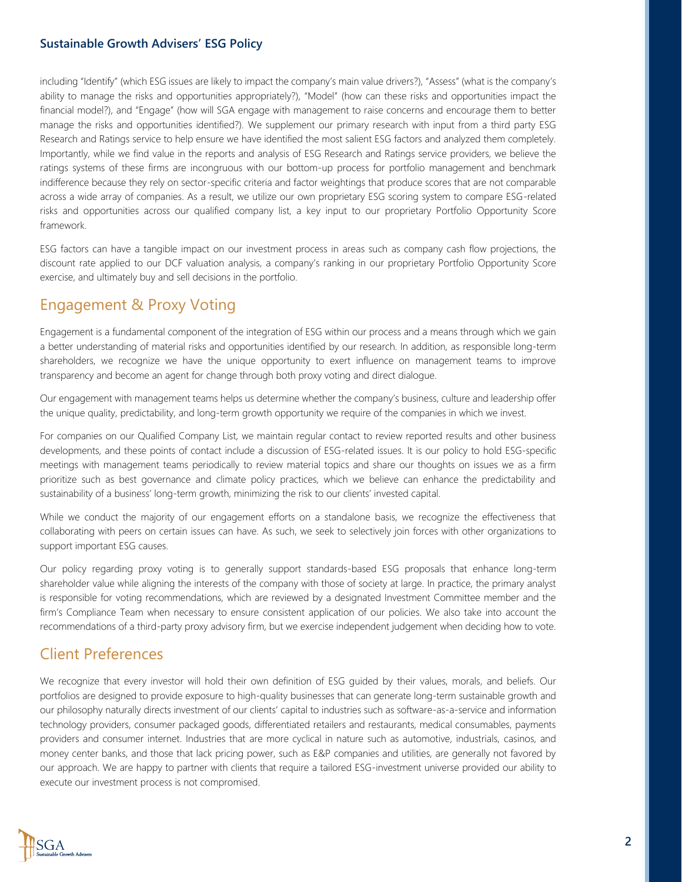including "Identify" (which ESG issues are likely to impact the company's main value drivers?), "Assess" (what is the company's ability to manage the risks and opportunities appropriately?), "Model" (how can these risks and opportunities impact the financial model?), and "Engage" (how will SGA engage with management to raise concerns and encourage them to better manage the risks and opportunities identified?). We supplement our primary research with input from a third party ESG Research and Ratings service to help ensure we have identified the most salient ESG factors and analyzed them completely. Importantly, while we find value in the reports and analysis of ESG Research and Ratings service providers, we believe the ratings systems of these firms are incongruous with our bottom-up process for portfolio management and benchmark indifference because they rely on sector-specific criteria and factor weightings that produce scores that are not comparable across a wide array of companies. As a result, we utilize our own proprietary ESG scoring system to compare ESG-related risks and opportunities across our qualified company list, a key input to our proprietary Portfolio Opportunity Score framework.

ESG factors can have a tangible impact on our investment process in areas such as company cash flow projections, the discount rate applied to our DCF valuation analysis, a company's ranking in our proprietary Portfolio Opportunity Score exercise, and ultimately buy and sell decisions in the portfolio.

## Engagement & Proxy Voting

Engagement is a fundamental component of the integration of ESG within our process and a means through which we gain a better understanding of material risks and opportunities identified by our research. In addition, as responsible long-term shareholders, we recognize we have the unique opportunity to exert influence on management teams to improve transparency and become an agent for change through both proxy voting and direct dialogue.

Our engagement with management teams helps us determine whether the company's business, culture and leadership offer the unique quality, predictability, and long-term growth opportunity we require of the companies in which we invest.

For companies on our Qualified Company List, we maintain regular contact to review reported results and other business developments, and these points of contact include a discussion of ESG-related issues. It is our policy to hold ESG-specific meetings with management teams periodically to review material topics and share our thoughts on issues we as a firm prioritize such as best governance and climate policy practices, which we believe can enhance the predictability and sustainability of a business' long-term growth, minimizing the risk to our clients' invested capital.

While we conduct the majority of our engagement efforts on a standalone basis, we recognize the effectiveness that collaborating with peers on certain issues can have. As such, we seek to selectively join forces with other organizations to support important ESG causes.

Our policy regarding proxy voting is to generally support standards-based ESG proposals that enhance long-term shareholder value while aligning the interests of the company with those of society at large. In practice, the primary analyst is responsible for voting recommendations, which are reviewed by a designated Investment Committee member and the firm's Compliance Team when necessary to ensure consistent application of our policies. We also take into account the recommendations of a third-party proxy advisory firm, but we exercise independent judgement when deciding how to vote.

## Client Preferences

We recognize that every investor will hold their own definition of ESG guided by their values, morals, and beliefs. Our portfolios are designed to provide exposure to high-quality businesses that can generate long-term sustainable growth and our philosophy naturally directs investment of our clients' capital to industries such as software-as-a-service and information technology providers, consumer packaged goods, differentiated retailers and restaurants, medical consumables, payments providers and consumer internet. Industries that are more cyclical in nature such as automotive, industrials, casinos, and money center banks, and those that lack pricing power, such as E&P companies and utilities, are generally not favored by our approach. We are happy to partner with clients that require a tailored ESG-investment universe provided our ability to execute our investment process is not compromised.